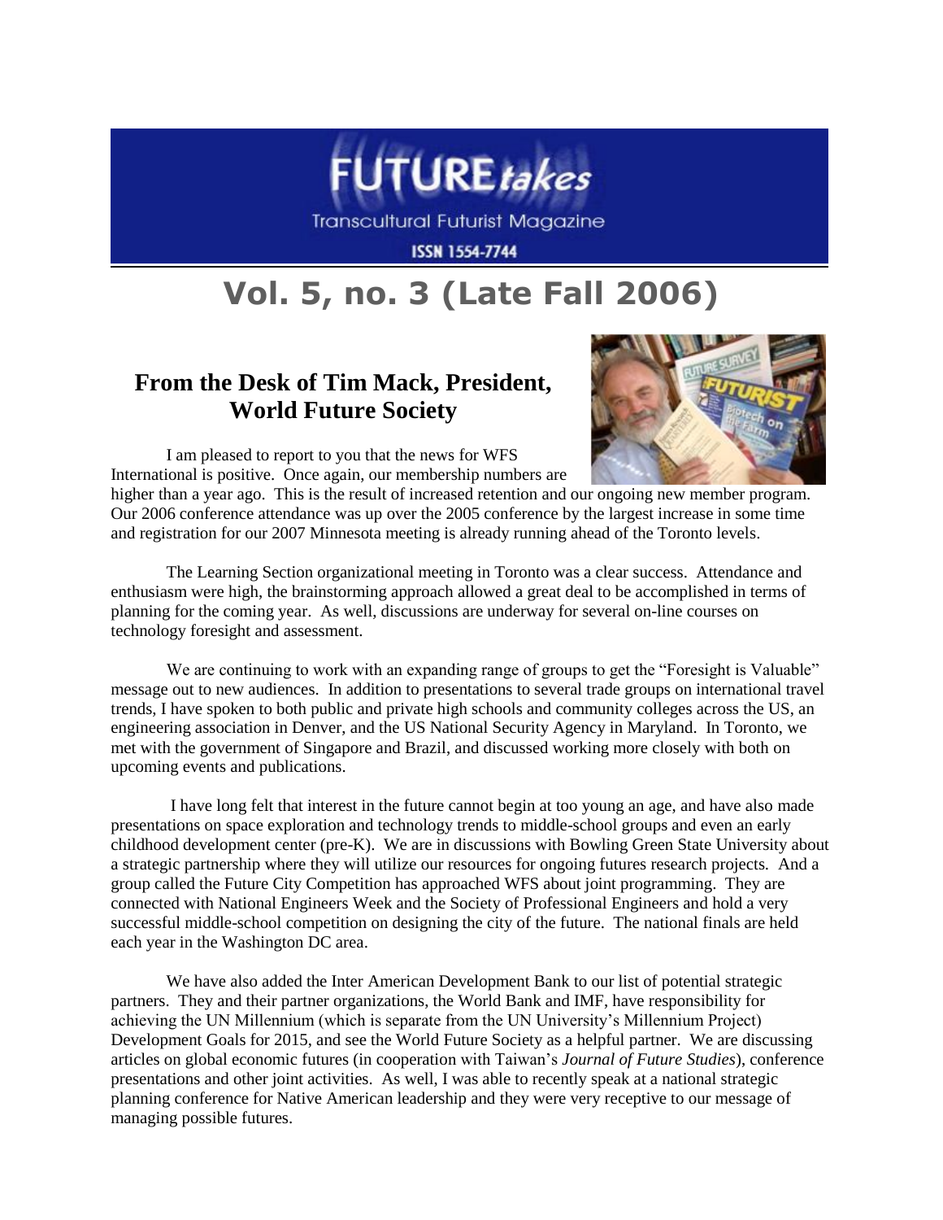# FUTURE*takes*

Transcultural Futurist Magazine

ISSN 1554-7744

# Vol. 5, no. 3 (Late Fall 2006)

## From the Desk of Tim Mack, President, World Future Society

I am pleased to report to you that the news for WFS International is positive. Once again, our membership numbers are higher than a year ago. This is the result of increased retention and our ongoing new member program. Our 2006 conference attendance was up over the 2005 conference by the largest increase in some time and registration for our 2007 Minnesota meeting is already running ahead of the Toronto levels.

The Learning Section organizational meeting in Toronto was a clear success. Attendance and enthusiasm were high, the brainstorming approach allowed a great deal to be accomplished in terms of planning for the coming year. As well, discussions are underway for several on-line courses on technology foresight and assessment.

We are continuing to work with an expanding range of groups to get the "Foresight is Valuable" message out to new audiences. In addition to presentations to several trade groups on international travel trends, I have spoken to both public and private high schools and community colleges across the US, an engineering association in Denver, and the US National Security Agency in Maryland. In Toronto, we met with the government of Singapore and Brazil, and discussed working more closely with both on upcoming events and publications.

I have long felt that interest in the future cannot begin at too young an age, and have also made presentations on space exploration and technology trends to middle-school groups and even an early childhood development center (pre-K). We are in discussions with Bowling Green State University about a strategic partnership where they will utilize our resources for ongoing futures research projects. And a group called the Future City Competition has approached WFS about joint programming. They are connected with National Engineers Week and the Society of Professional Engineers and hold a very successful middle-school competition on designing the city of the future. The national finals are held each year in the Washington DC area.

We have also added the Inter American Development Bank to our list of potential strategic partners. They and their partner organizations, the World Bank and IMF, have responsibility for achieving the UN Millennium (which is separate from the UN University's Millennium Project) Development Goals for 2015, and see the World Future Society as a helpful partner. We are discussing articles on global economic futures (in cooperation with Taiwan's *Journal of Future Studies*), conference presentations and other joint activities. As well, I was able to recently speak at a national strategic planning conference for Native American leadership and they were very receptive to our message of managing possible futures.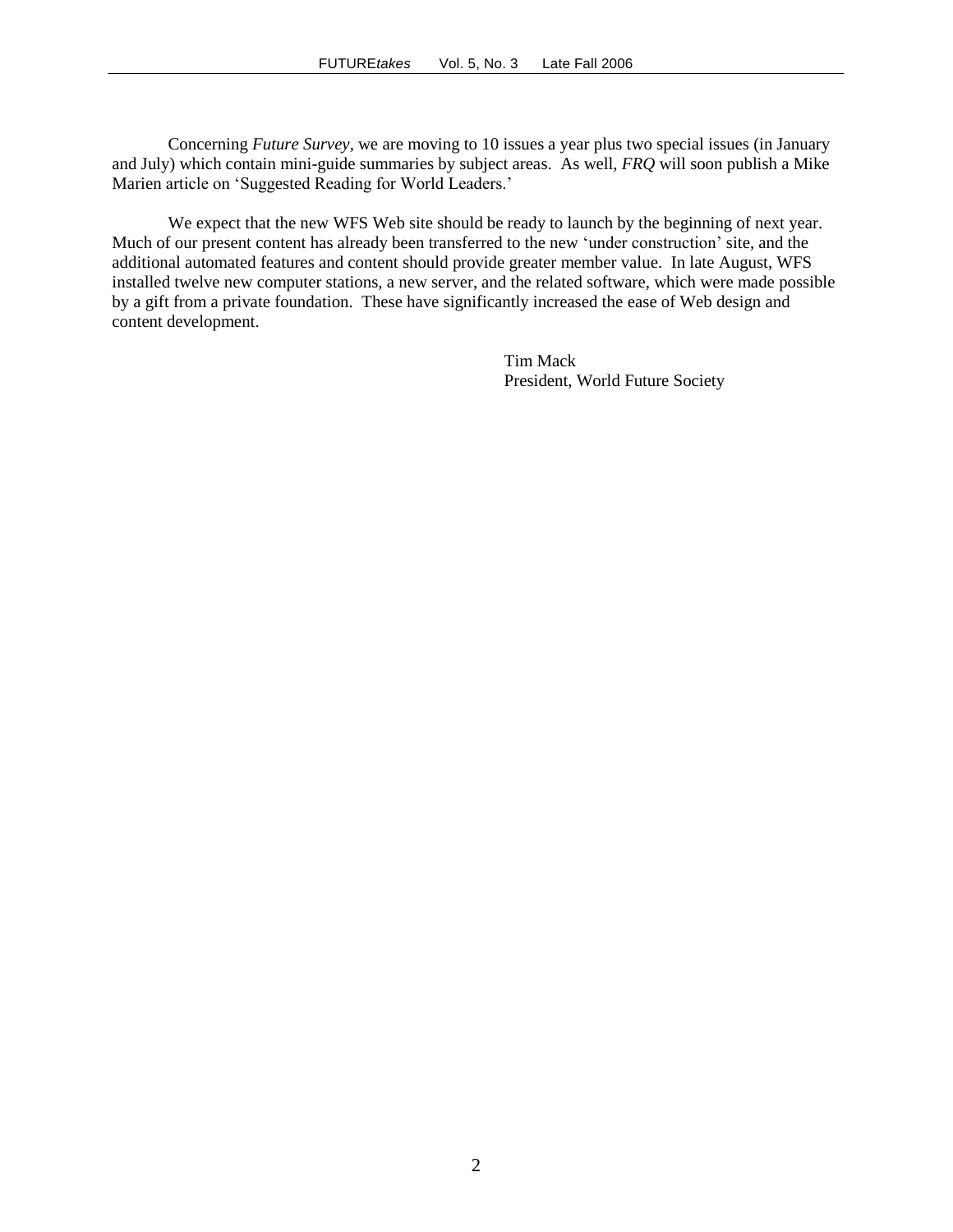Concerning *Future Survey*, we are moving to 10 issues a year plus two special issues (in January and July) which contain mini-guide summaries by subject areas. As well, *FRQ* will soon publish a Mike Marien article on 'Suggested Reading for World Leaders.'

We expect that the new WFS Web site should be ready to launch by the beginning of next year. Much of our present content has already been transferred to the new 'under construction' site, and the additional automated features and content should provide greater member value. In late August, WFS installed twelve new computer stations, a new server, and the related software, which were made possible by a gift from a private foundation. These have significantly increased the ease of Web design and content development.

Tim Mack
President, World Future Society